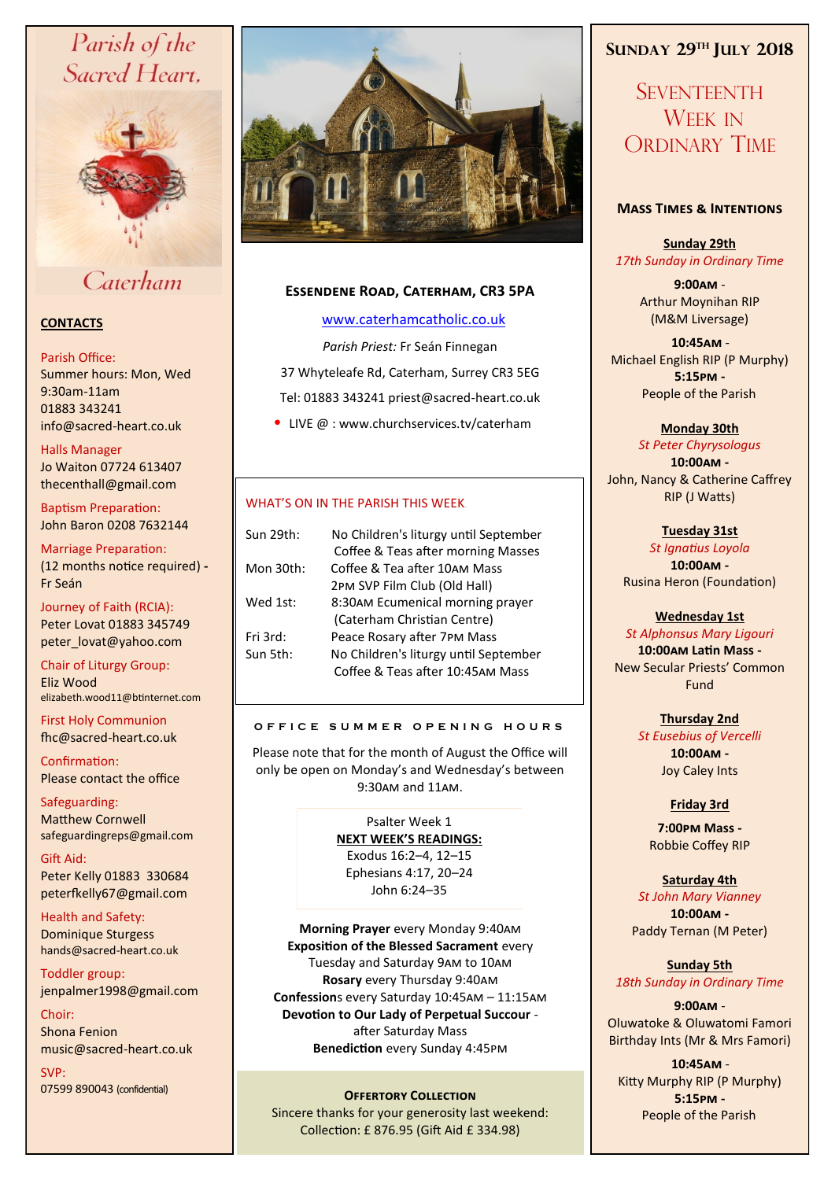# Parish of the Sacred Heart, Caterham

## CONTACTS

Parish Office:
Summer hours: Mon, Wed 9:30am-11am
01883 343241
info@sacred-heart.co.uk

Halls Manager
Jo Waiton 07724 613407
thecenthall@gmail.com

Baptism Preparation:
John Baron 0208 7632144

Marriage Preparation:
(12 months notice required) - Fr Seán

Journey of Faith (RCIA):
Peter Lovat 01883 345749
peter_lovat@yahoo.com

Chair of Liturgy Group:
Eliz Wood
elizabeth.wood11@btinternet.com

First Holy Communion
fhc@sacred-heart.co.uk

Confirmation:
Please contact the office

Safeguarding:
Matthew Cornwell
safeguardingreps@gmail.com

Gift Aid:
Peter Kelly 01883 330684
peterfkelly67@gmail.com

Health and Safety:
Dominique Sturgess
hands@sacred-heart.co.uk

Toddler group:
jenpalmer1998@gmail.com

Choir:
Shona Fenion
music@sacred-heart.co.uk

SVP:
07599 890043 (confidential)

## Essendene Road, Caterham, CR3 5PA

www.caterhamcatholic.co.uk

*Parish Priest:* Fr Seán Finnegan

37 Whyteleafe Rd, Caterham, Surrey CR3 5EG

Tel: 01883 343241 priest@sacred-heart.co.uk

- LIVE @ : www.churchservices.tv/caterham

## WHAT'S ON IN THE PARISH THIS WEEK

| | |
|---|---|
| Sun 29th: | No Children's liturgy until September<br>Coffee & Teas after morning Masses |
| Mon 30th: | Coffee & Tea after 10AM Mass<br>2PM SVP Film Club (Old Hall) |
| Wed 1st: | 8:30AM Ecumenical morning prayer (Caterham Christian Centre) |
| Fri 3rd: | Peace Rosary after 7PM Mass |
| Sun 5th: | No Children's liturgy until September<br>Coffee & Teas after 10:45AM Mass |

### OFFICE SUMMER OPENING HOURS

Please note that for the month of August the Office will only be open on Monday's and Wednesday's between 9:30AM and 11AM.

Psalter Week 1

**NEXT WEEK'S READINGS:**
Exodus 16:2–4, 12–15
Ephesians 4:17, 20–24
John 6:24–35

**Morning Prayer** every Monday 9:40AM
**Exposition of the Blessed Sacrament** every Tuesday and Saturday 9AM to 10AM
**Rosary** every Thursday 9:40AM
**Confessions** every Saturday 10:45AM – 11:15AM
**Devotion to Our Lady of Perpetual Succour** - after Saturday Mass
**Benediction** every Sunday 4:45PM

### Offertory Collection

Sincere thanks for your generosity last weekend: Collection: £ 876.95 (Gift Aid £ 334.98)

## Sunday 29th July 2018

## Seventeenth Week in Ordinary Time

### Mass Times & Intentions

**Sunday 29th**
*17th Sunday in Ordinary Time*

**9:00AM** - Arthur Moynihan RIP (M&M Liversage)

**10:45AM** - Michael English RIP (P Murphy)

**5:15PM** - People of the Parish

**Monday 30th**
*St Peter Chyrysologus*
**10:00AM** - John, Nancy & Catherine Caffrey RIP (J Watts)

**Tuesday 31st**
*St Ignatius Loyola*
**10:00AM** - Rusina Heron (Foundation)

**Wednesday 1st**
*St Alphonsus Mary Ligouri*
**10:00AM Latin Mass** - New Secular Priests' Common Fund

**Thursday 2nd**
*St Eusebius of Vercelli*
**10:00AM** - Joy Caley Ints

**Friday 3rd**
**7:00PM Mass** - Robbie Coffey RIP

**Saturday 4th**
*St John Mary Vianney*
**10:00AM** - Paddy Ternan (M Peter)

**Sunday 5th**
*18th Sunday in Ordinary Time*

**9:00AM** - Oluwatoke & Oluwatomi Famori Birthday Ints (Mr & Mrs Famori)

**10:45AM** - Kitty Murphy RIP (P Murphy)

**5:15PM** - People of the Parish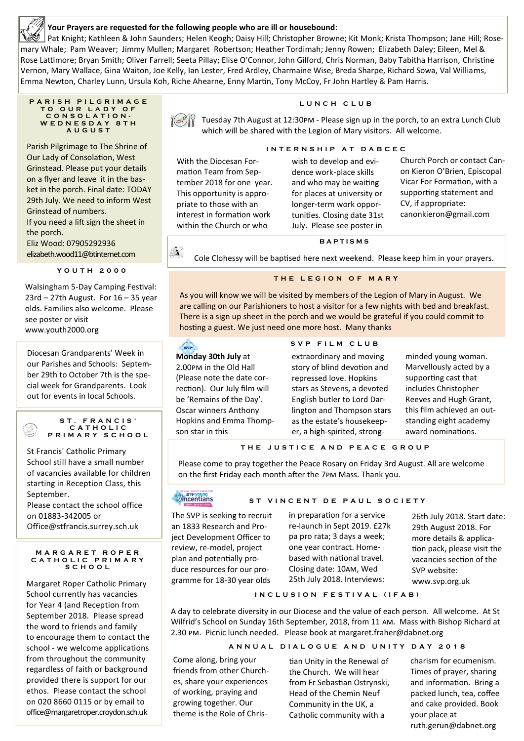**Your Prayers are requested for the following people who are ill or housebound**: Pat Knight; Kathleen & John Saunders; Helen Keogh; Daisy Hill; Christopher Browne; Kit Monk; Krista Thompson; Jane Hill; Rosemary Whale; Pam Weaver; Jimmy Mullen; Margaret Robertson; Heather Tordimah; Jenny Rowen; Elizabeth Daley; Eileen, Mel & Rose Lattimore; Bryan Smith; Oliver Farrell; Seeta Pillay; Elise O'Connor, John Gilford, Chris Norman, Baby Tabitha Harrison, Christine Vernon, Mary Wallace, Gina Waiton, Joe Kelly, Ian Lester, Fred Ardley, Charmaine Wise, Breda Sharpe, Richard Sowa, Val Williams, Emma Newton, Charley Lunn, Ursula Koh, Riche Ahearne, Enny Martin, Tony McCoy, Fr John Hartley & Pam Harris.

### PARISH PILGRIMAGE TO OUR LADY OF CONSOLATION - WEDNESDAY 8TH AUGUST

Parish Pilgrimage to The Shrine of Our Lady of Consolation, West Grinstead. Please put your details on a flyer and leave it in the basket in the porch. Final date: TODAY 29th July. We need to inform West Grinstead of numbers.
If you need a lift sign the sheet in the porch.
Eliz Wood: 07905292936
elizabeth.wood11@btinternet.com

### YOUTH 2000

Walsingham 5-Day Camping Festival: 23rd – 27th August. For 16 – 35 year olds. Families also welcome. Please see poster or visit www.youth2000.org

Diocesan Grandparents' Week in our Parishes and Schools: September 29th to October 7th is the special week for Grandparents. Look out for events in local Schools.

### ST. FRANCIS' CATHOLIC PRIMARY SCHOOL

St Francis' Catholic Primary School still have a small number of vacancies available for children starting in Reception Class, this September.
Please contact the school office on 01883-342005 or Office@stfrancis.surrey.sch.uk

### MARGARET ROPER CATHOLIC PRIMARY SCHOOL

Margaret Roper Catholic Primary School currently has vacancies for Year 4 (and Reception from September 2018. Please spread the word to friends and family to encourage them to contact the school - we welcome applications from throughout the community regardless of faith or background provided there is support for our ethos. Please contact the school on 020 8660 0115 or by email to office@margaretroper.croydon.sch.uk

### LUNCH CLUB

Tuesday 7th August at 12:30PM - Please sign up in the porch, to an extra Lunch Club which will be shared with the Legion of Mary visitors. All welcome.

### INTERNSHIP AT DABCEC

With the Diocesan Formation Team from September 2018 for one year. This opportunity is appropriate to those with an interest in formation work within the Church or who wish to develop and evidence work-place skills and who may be waiting for places at university or longer-term work opportunities. Closing date 31st July. Please see poster in Church Porch or contact Canon Kieron O'Brien, Episcopal Vicar For Formation, with a supporting statement and CV, if appropriate: canonkieron@gmail.com

### BAPTISMS

Cole Clohessy will be baptised here next weekend. Please keep him in your prayers.

### THE LEGION OF MARY

As you will know we will be visited by members of the Legion of Mary in August. We are calling on our Parishioners to host a visitor for a few nights with bed and breakfast. There is a sign up sheet in the porch and we would be grateful if you could commit to hosting a guest. We just need one more host. Many thanks

### SVP FILM CLUB

**Monday 30th July** at 2.00PM in the Old Hall (Please note the date correction). Our July film will be 'Remains of the Day'. Oscar winners Anthony Hopkins and Emma Thompson star in this extraordinary and moving story of blind devotion and repressed love. Hopkins stars as Stevens, a devoted English butler to Lord Darlington and Thompson stars as the estate's housekeeper, a high-spirited, strong-minded young woman. Marvellously acted by a supporting cast that includes Christopher Reeves and Hugh Grant, this film achieved an outstanding eight academy award nominations.

### THE JUSTICE AND PEACE GROUP

Please come to pray together the Peace Rosary on Friday 3rd August. All are welcome on the first Friday each month after the 7PM Mass. Thank you.

### ST VINCENT DE PAUL SOCIETY

The SVP is seeking to recruit an 1833 Research and Project Development Officer to review, re-model, project plan and potentially produce resources for our programme for 18-30 year olds in preparation for a service re-launch in Sept 2019. £27k pa pro rata; 3 days a week; one year contract. Home-based with national travel. Closing date: 10AM, Wed 25th July 2018. Interviews: 26th July 2018. Start date: 29th August 2018. For more details & application pack, please visit the vacancies section of the SVP website: www.svp.org.uk

### INCLUSION FESTIVAL (IFAB)

A day to celebrate diversity in our Diocese and the value of each person. All welcome. At St Wilfrid's School on Sunday 16th September, 2018, from 11 AM. Mass with Bishop Richard at 2.30 PM. Picnic lunch needed. Please book at margaret.fraher@dabnet.org

### ANNUAL DIALOGUE AND UNITY DAY 2018

Come along, bring your friends from other Churches, share your experiences of working, praying and growing together. Our theme is the Role of Christian Unity in the Renewal of the Church. We will hear from Fr Sebastian Ostrynski, Head of the Chemin Neuf Community in the UK, a Catholic community with a charism for ecumenism. Times of prayer, sharing and information. Bring a packed lunch, tea, coffee and cake provided. Book your place at ruth.gerun@dabnet.org